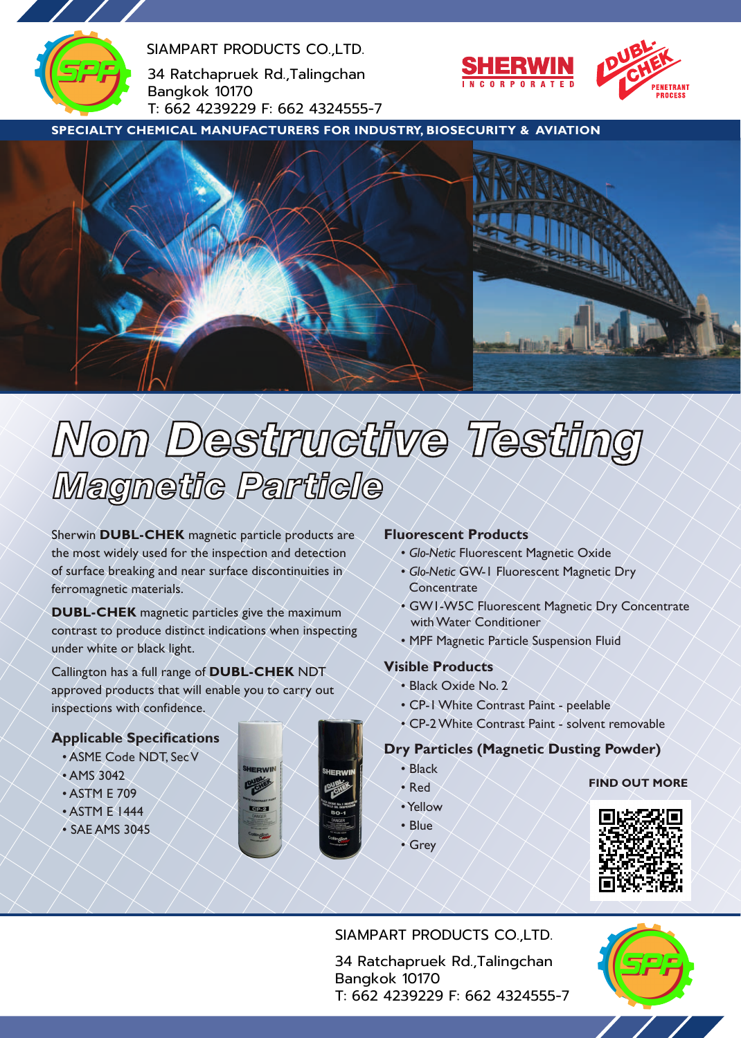SIAMPART PRODUCTS CO.,LTD.

34 Ratchapruek Rd.,Talingchan
Bangkok 10170
T: 662 4239229 F: 662 4324555-7

**SPECIALTY CHEMICAL MANUFACTURERS FOR INDUSTRY, BIOSECURITY & AVIATION**

# Non Destructive Testing

## Magnetic Particle

Sherwin **DUBL-CHEK** magnetic particle products are the most widely used for the inspection and detection of surface breaking and near surface discontinuities in ferromagnetic materials.

**DUBL-CHEK** magnetic particles give the maximum contrast to produce distinct indications when inspecting under white or black light.

Callington has a full range of **DUBL-CHEK** NDT approved products that will enable you to carry out inspections with confidence.

### Applicable Specifications

- ASME Code NDT, Sec V
- AMS 3042
- ASTM E 709
- ASTM E 1444
- SAE AMS 3045

### Fluorescent Products

- *Glo-Netic* Fluorescent Magnetic Oxide
- *Glo-Netic* GW-1 Fluorescent Magnetic Dry Concentrate
- GW1-W5C Fluorescent Magnetic Dry Concentrate with Water Conditioner
- MPF Magnetic Particle Suspension Fluid

### Visible Products

- Black Oxide No. 2
- CP-1 White Contrast Paint - peelable
- CP-2 White Contrast Paint - solvent removable

### Dry Particles (Magnetic Dusting Powder)

- Black
- Red
- Yellow
- Blue
- Grey

**FIND OUT MORE**

SIAMPART PRODUCTS CO.,LTD.

34 Ratchapruek Rd.,Talingchan
Bangkok 10170
T: 662 4239229 F: 662 4324555-7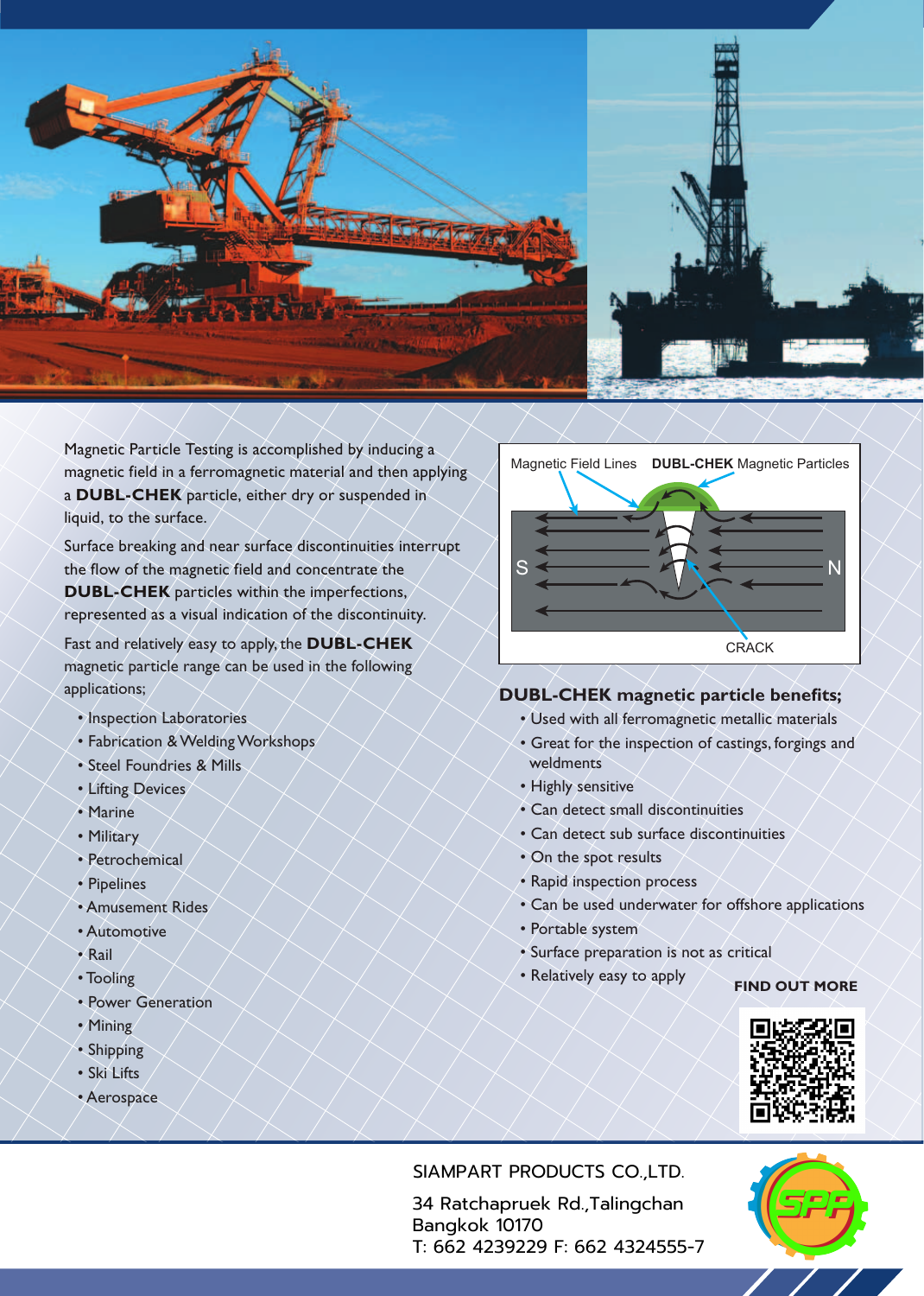Magnetic Particle Testing is accomplished by inducing a magnetic field in a ferromagnetic material and then applying a **DUBL-CHEK** particle, either dry or suspended in liquid, to the surface.

Surface breaking and near surface discontinuities interrupt the flow of the magnetic field and concentrate the **DUBL-CHEK** particles within the imperfections, represented as a visual indication of the discontinuity.

Fast and relatively easy to apply, the **DUBL-CHEK** magnetic particle range can be used in the following applications;

- Inspection Laboratories
- Fabrication & Welding Workshops
- Steel Foundries & Mills
- Lifting Devices
- Marine
- Military
- Petrochemical
- Pipelines
- Amusement Rides
- Automotive
- Rail
- Tooling
- Power Generation
- Mining
- Shipping
- Ski Lifts
- Aerospace

Magnetic Field Lines **DUBL-CHEK** Magnetic Particles

S

N

CRACK

## DUBL-CHEK magnetic particle benefits;

- Used with all ferromagnetic metallic materials
- Great for the inspection of castings, forgings and weldments
- Highly sensitive
- Can detect small discontinuities
- Can detect sub surface discontinuities
- On the spot results
- Rapid inspection process
- Can be used underwater for offshore applications
- Portable system
- Surface preparation is not as critical
- Relatively easy to apply

**FIND OUT MORE**

SIAMPART PRODUCTS CO.,LTD.

34 Ratchapruek Rd.,Talingchan
Bangkok 10170
T: 662 4239229 F: 662 4324555-7